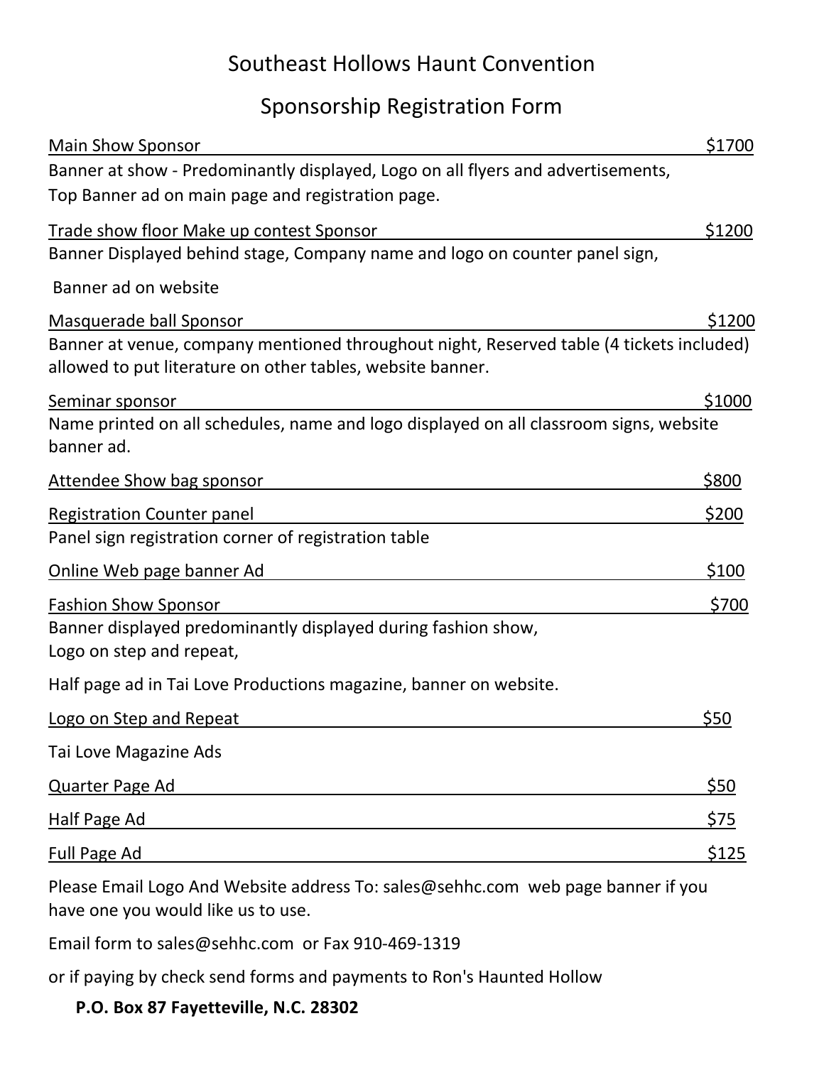# Southeast Hollows Haunt Convention

## Sponsorship Registration Form

Main Show Sponsor $1700

Banner at show - Predominantly displayed, Logo on all flyers and advertisements,
Top Banner ad on main page and registration page.

Trade show floor Make up contest Sponsor $1200

Banner Displayed behind stage, Company name and logo on counter panel sign,

Banner ad on website

Masquerade ball Sponsor $1200

Banner at venue, company mentioned throughout night, Reserved table (4 tickets included) allowed to put literature on other tables, website banner.

Seminar sponsor $1000

Name printed on all schedules, name and logo displayed on all classroom signs, website banner ad.

Attendee Show bag sponsor $800

Registration Counter panel $200

Panel sign registration corner of registration table

Online Web page banner Ad $100

Fashion Show Sponsor $700

Banner displayed predominantly displayed during fashion show,
Logo on step and repeat,

Half page ad in Tai Love Productions magazine, banner on website.

Logo on Step and Repeat $50

Tai Love Magazine Ads

Quarter Page Ad $50

Half Page Ad $75

Full Page Ad $125

Please Email Logo And Website address To: sales@sehhc.com web page banner if you have one you would like us to use.

Email form to sales@sehhc.com or Fax 910-469-1319

or if paying by check send forms and payments to Ron's Haunted Hollow

**P.O. Box 87 Fayetteville, N.C. 28302**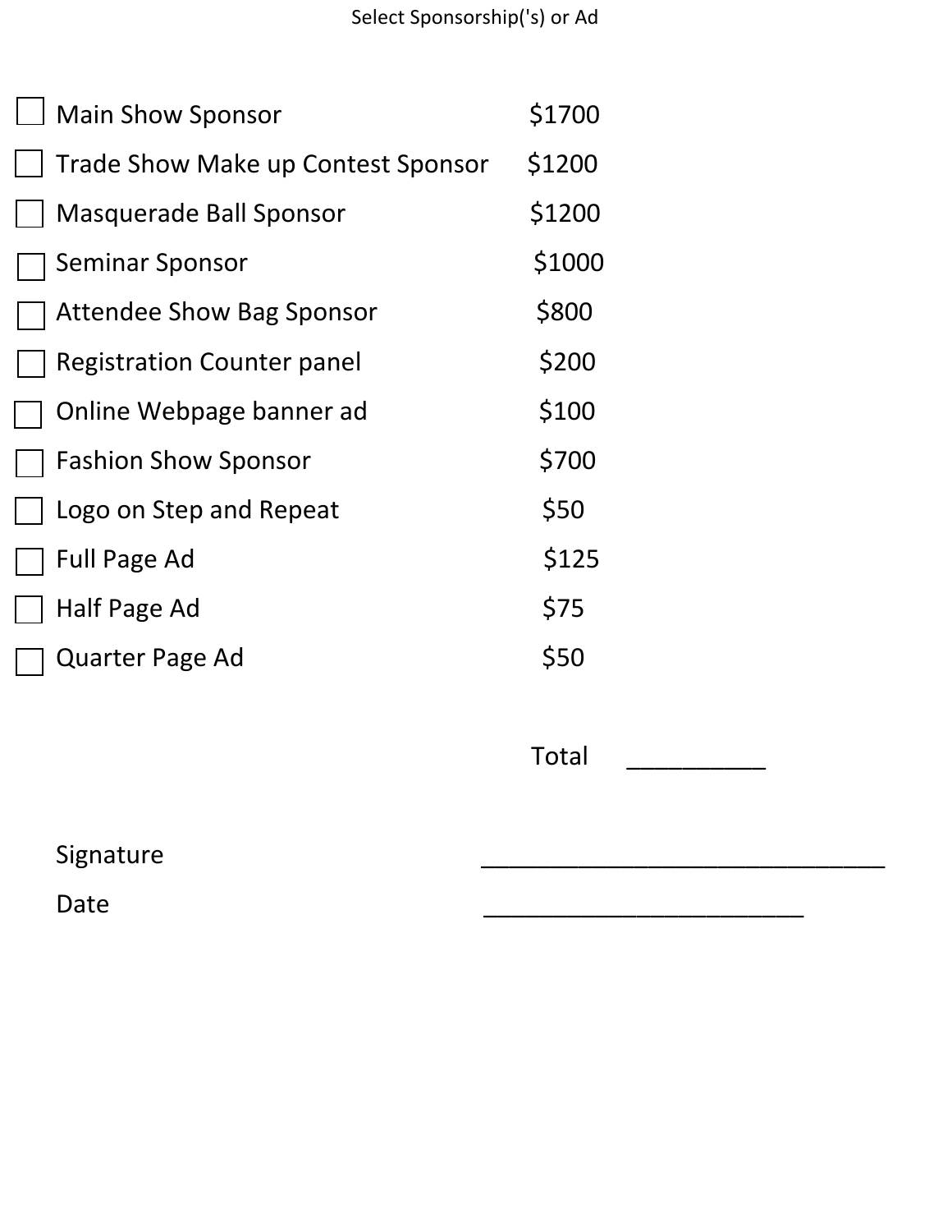Select Sponsorship('s) or Ad

| | Item | Price |
|---|---|---|
| ☐ | Main Show Sponsor | $1700 |
| ☐ | Trade Show Make up Contest Sponsor | $1200 |
| ☐ | Masquerade Ball Sponsor | $1200 |
| ☐ | Seminar Sponsor | $1000 |
| ☐ | Attendee Show Bag Sponsor | $800 |
| ☐ | Registration Counter panel | $200 |
| ☐ | Online Webpage banner ad | $100 |
| ☐ | Fashion Show Sponsor | $700 |
| ☐ | Logo on Step and Repeat | $50 |
| ☐ | Full Page Ad | $125 |
| ☐ | Half Page Ad | $75 |
| ☐ | Quarter Page Ad | $50 |

Total __________

Signature ______________________________

Date ________________________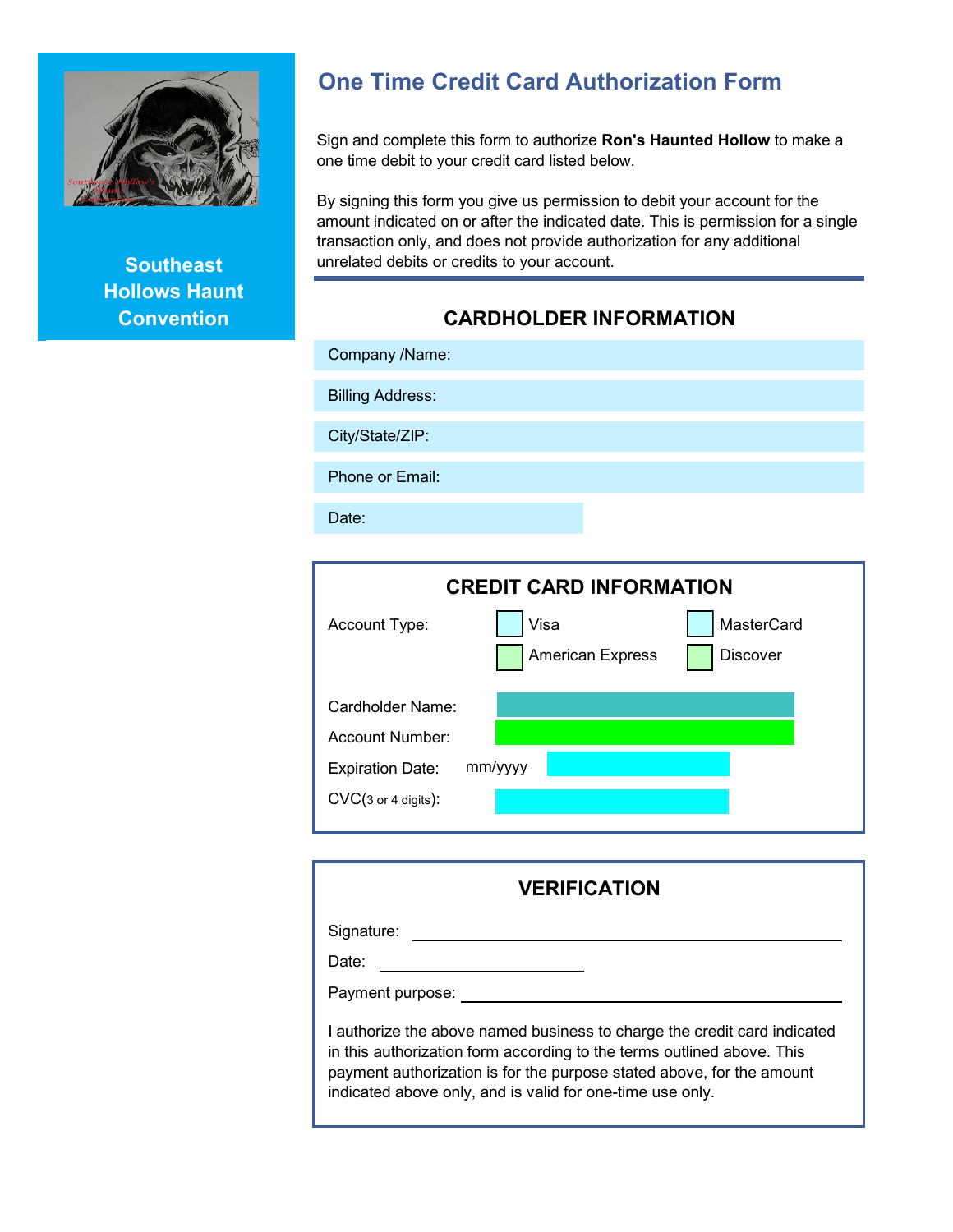**Southeast Hollows Haunt Convention**

# One Time Credit Card Authorization Form

Sign and complete this form to authorize **Ron's Haunted Hollow** to make a one time debit to your credit card listed below.

By signing this form you give us permission to debit your account for the amount indicated on or after the indicated date. This is permission for a single transaction only, and does not provide authorization for any additional unrelated debits or credits to your account.

## CARDHOLDER INFORMATION

Company /Name:

Billing Address:

City/State/ZIP:

Phone or Email:

Date:

## CREDIT CARD INFORMATION

Account Type: ☐ Visa ☐ MasterCard ☐ American Express ☐ Discover

Cardholder Name:

Account Number:

Expiration Date: mm/yyyy

CVC(3 or 4 digits):

## VERIFICATION

Signature: ______________________________

Date: ______________

Payment purpose: ______________________________

I authorize the above named business to charge the credit card indicated in this authorization form according to the terms outlined above. This payment authorization is for the purpose stated above, for the amount indicated above only, and is valid for one-time use only.